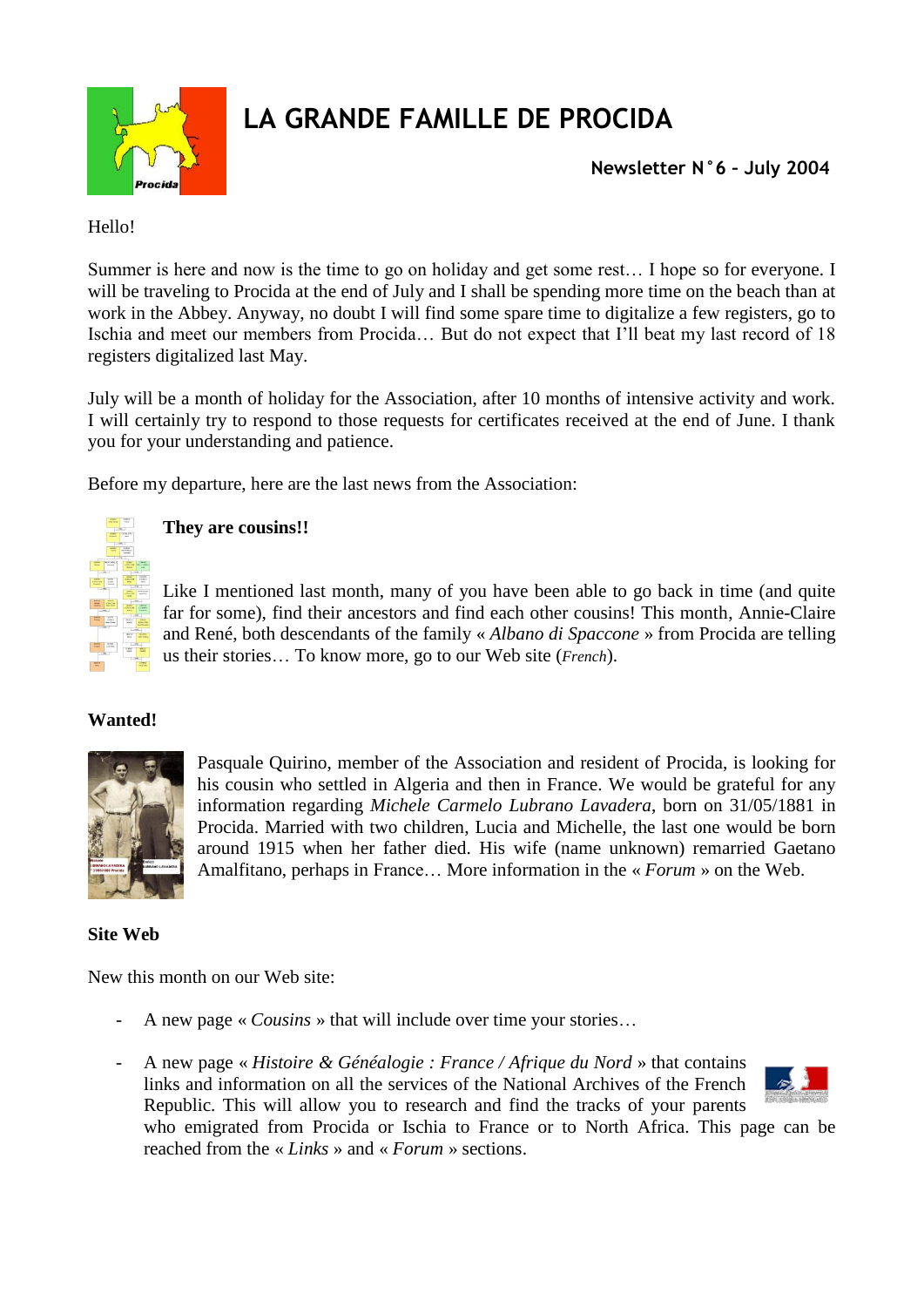# LA GRANDE FAMILLE DE PROCIDA

**Newsletter N°6 – July 2004**

Hello!

Summer is here and now is the time to go on holiday and get some rest… I hope so for everyone. I will be traveling to Procida at the end of July and I shall be spending more time on the beach than at work in the Abbey. Anyway, no doubt I will find some spare time to digitalize a few registers, go to Ischia and meet our members from Procida… But do not expect that I'll beat my last record of 18 registers digitalized last May.

July will be a month of holiday for the Association, after 10 months of intensive activity and work. I will certainly try to respond to those requests for certificates received at the end of June. I thank you for your understanding and patience.

Before my departure, here are the last news from the Association:

**They are cousins!!**

Like I mentioned last month, many of you have been able to go back in time (and quite far for some), find their ancestors and find each other cousins! This month, Annie-Claire and René, both descendants of the family « *Albano di Spaccone* » from Procida are telling us their stories… To know more, go to our Web site (*French*).

**Wanted!**

Pasquale Quirino, member of the Association and resident of Procida, is looking for his cousin who settled in Algeria and then in France. We would be grateful for any information regarding *Michele Carmelo Lubrano Lavadera*, born on 31/05/1881 in Procida. Married with two children, Lucia and Michelle, the last one would be born around 1915 when her father died. His wife (name unknown) remarried Gaetano Amalfitano, perhaps in France… More information in the « *Forum* » on the Web.

**Site Web**

New this month on our Web site:

- A new page « *Cousins* » that will include over time your stories…
- A new page « *Histoire & Généalogie : France / Afrique du Nord* » that contains links and information on all the services of the National Archives of the French Republic. This will allow you to research and find the tracks of your parents who emigrated from Procida or Ischia to France or to North Africa. This page can be reached from the « *Links* » and « *Forum* » sections.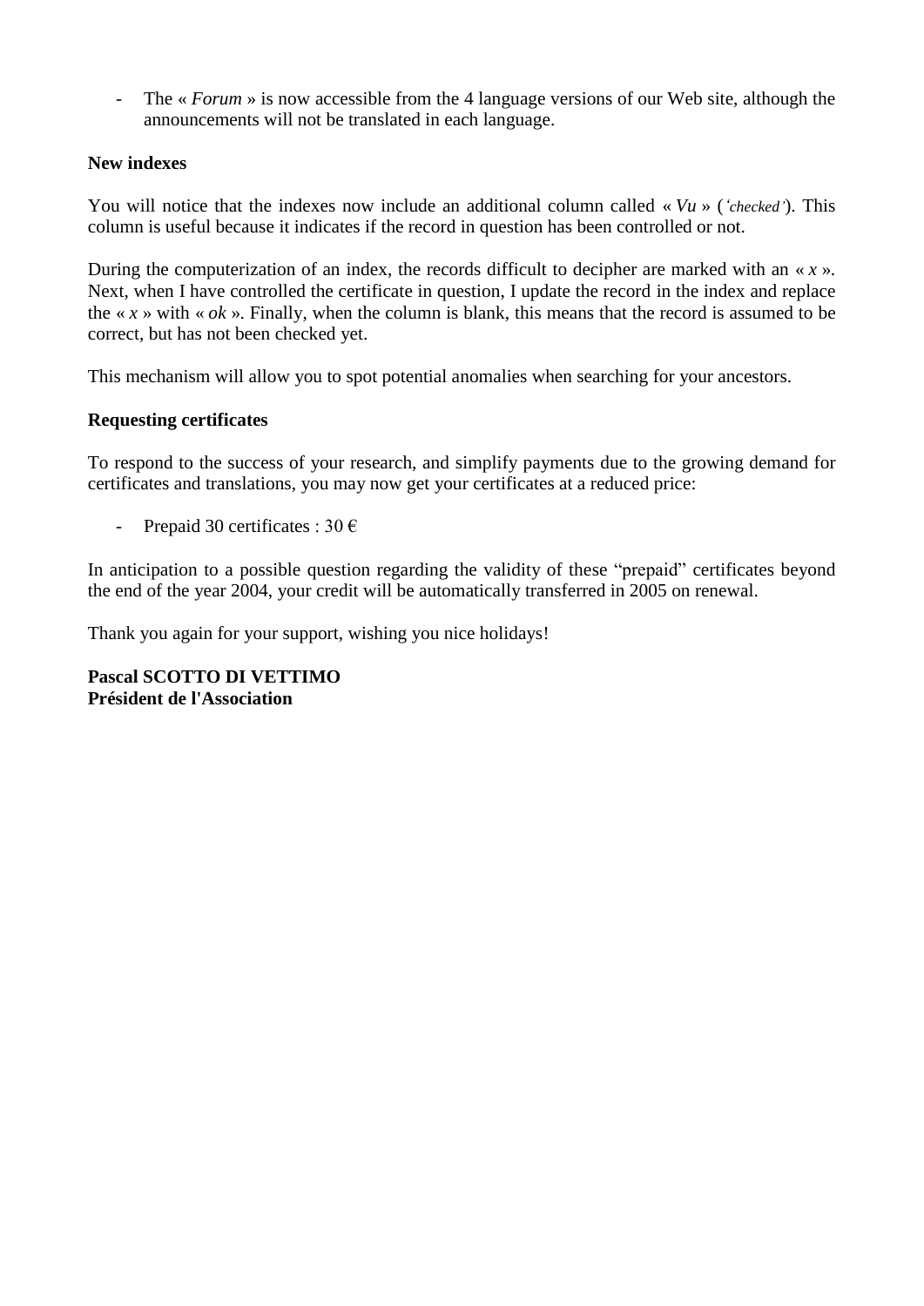- The « *Forum* » is now accessible from the 4 language versions of our Web site, although the announcements will not be translated in each language.

**New indexes**

You will notice that the indexes now include an additional column called « *Vu* » (*'checked'*). This column is useful because it indicates if the record in question has been controlled or not.

During the computerization of an index, the records difficult to decipher are marked with an « *x* ». Next, when I have controlled the certificate in question, I update the record in the index and replace the « *x* » with « *ok* ». Finally, when the column is blank, this means that the record is assumed to be correct, but has not been checked yet.

This mechanism will allow you to spot potential anomalies when searching for your ancestors.

**Requesting certificates**

To respond to the success of your research, and simplify payments due to the growing demand for certificates and translations, you may now get your certificates at a reduced price:

- Prepaid 30 certificates : 30 €

In anticipation to a possible question regarding the validity of these "prepaid" certificates beyond the end of the year 2004, your credit will be automatically transferred in 2005 on renewal.

Thank you again for your support, wishing you nice holidays!

**Pascal SCOTTO DI VETTIMO**
**Président de l'Association**